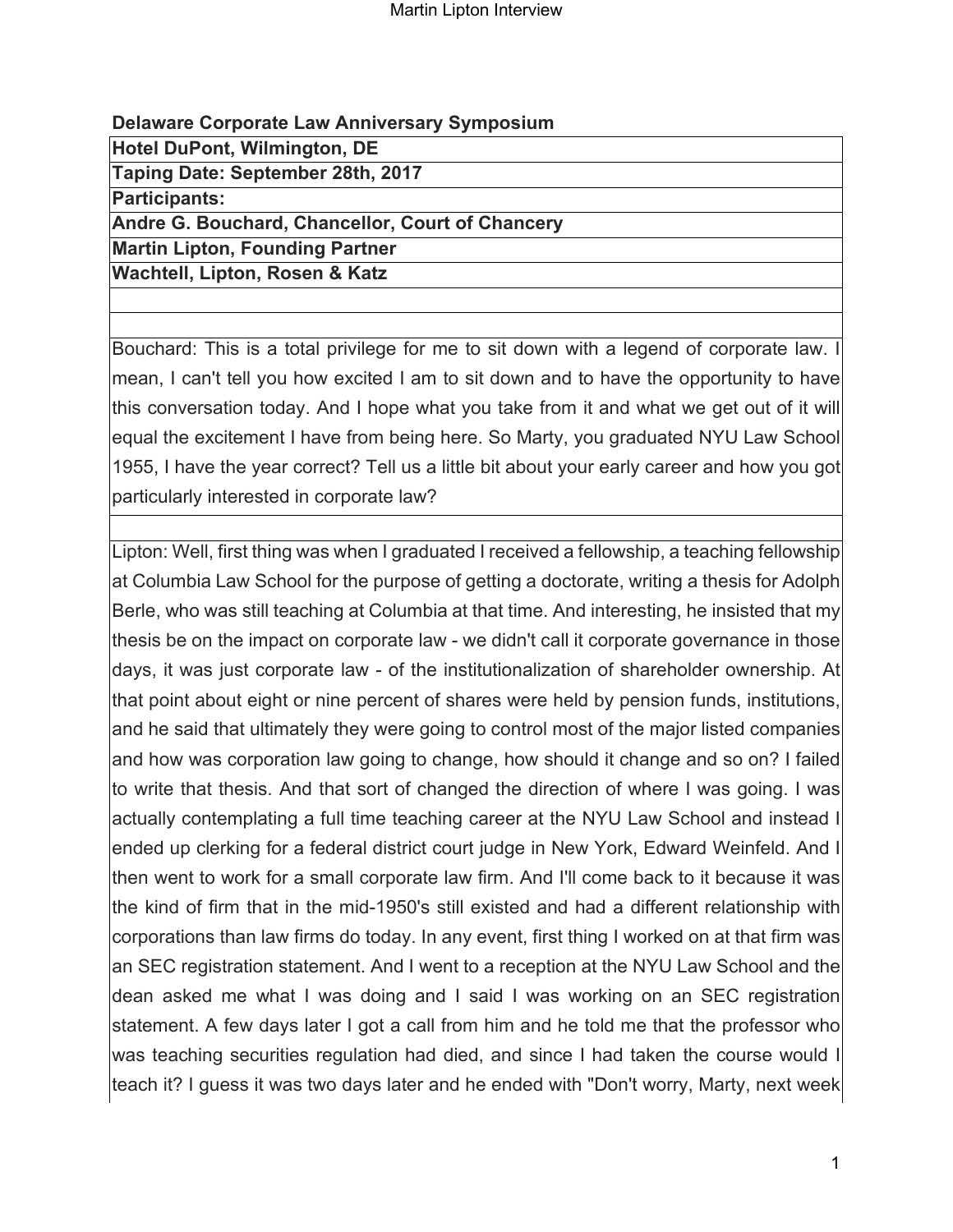**Delaware Corporate Law Anniversary Symposium**

| **Hotel DuPont, Wilmington, DE** |
|---|
| **Taping Date: September 28th, 2017** |
| **Participants:** |
| **Andre G. Bouchard, Chancellor, Court of Chancery** |
| **Martin Lipton, Founding Partner** |
| **Wachtell, Lipton, Rosen & Katz** |

Bouchard: This is a total privilege for me to sit down with a legend of corporate law. I mean, I can't tell you how excited I am to sit down and to have the opportunity to have this conversation today. And I hope what you take from it and what we get out of it will equal the excitement I have from being here. So Marty, you graduated NYU Law School 1955, I have the year correct? Tell us a little bit about your early career and how you got particularly interested in corporate law?

Lipton: Well, first thing was when I graduated I received a fellowship, a teaching fellowship at Columbia Law School for the purpose of getting a doctorate, writing a thesis for Adolph Berle, who was still teaching at Columbia at that time. And interesting, he insisted that my thesis be on the impact on corporate law - we didn't call it corporate governance in those days, it was just corporate law - of the institutionalization of shareholder ownership. At that point about eight or nine percent of shares were held by pension funds, institutions, and he said that ultimately they were going to control most of the major listed companies and how was corporation law going to change, how should it change and so on? I failed to write that thesis. And that sort of changed the direction of where I was going. I was actually contemplating a full time teaching career at the NYU Law School and instead I ended up clerking for a federal district court judge in New York, Edward Weinfeld. And I then went to work for a small corporate law firm. And I'll come back to it because it was the kind of firm that in the mid-1950's still existed and had a different relationship with corporations than law firms do today. In any event, first thing I worked on at that firm was an SEC registration statement. And I went to a reception at the NYU Law School and the dean asked me what I was doing and I said I was working on an SEC registration statement. A few days later I got a call from him and he told me that the professor who was teaching securities regulation had died, and since I had taken the course would I teach it? I guess it was two days later and he ended with "Don't worry, Marty, next week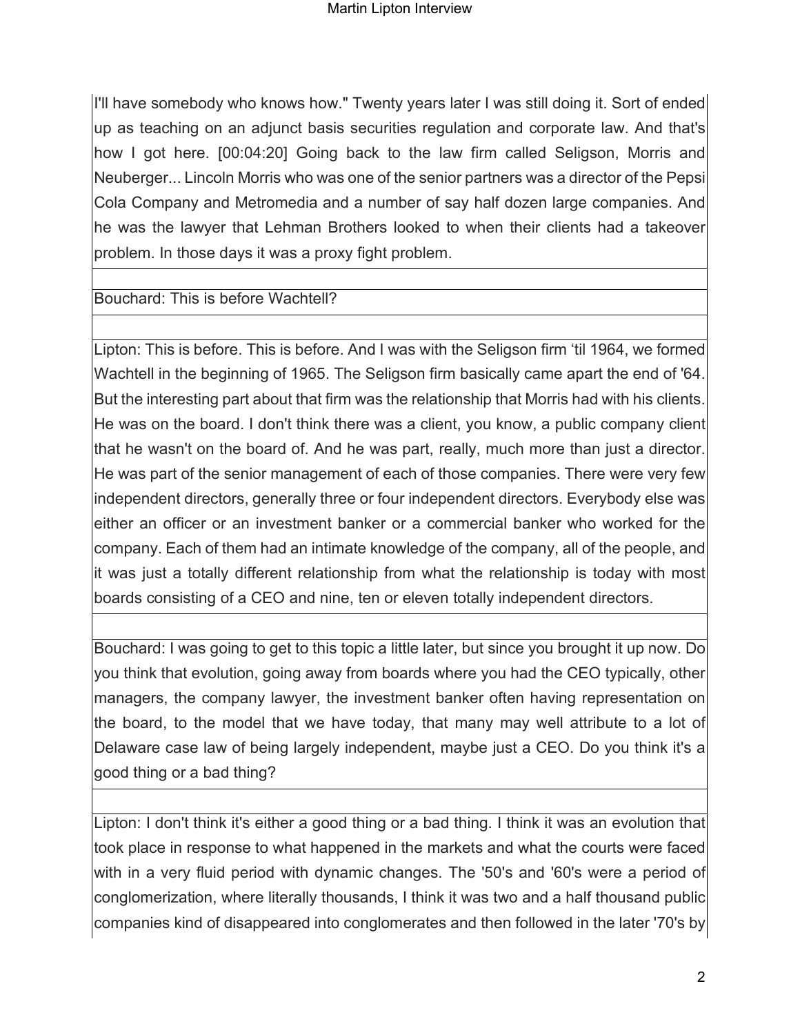I'll have somebody who knows how." Twenty years later I was still doing it. Sort of ended up as teaching on an adjunct basis securities regulation and corporate law. And that's how I got here. [00:04:20] Going back to the law firm called Seligson, Morris and Neuberger... Lincoln Morris who was one of the senior partners was a director of the Pepsi Cola Company and Metromedia and a number of say half dozen large companies. And he was the lawyer that Lehman Brothers looked to when their clients had a takeover problem. In those days it was a proxy fight problem.

Bouchard: This is before Wachtell?

Lipton: This is before. This is before. And I was with the Seligson firm 'til 1964, we formed Wachtell in the beginning of 1965. The Seligson firm basically came apart the end of '64. But the interesting part about that firm was the relationship that Morris had with his clients. He was on the board. I don't think there was a client, you know, a public company client that he wasn't on the board of. And he was part, really, much more than just a director. He was part of the senior management of each of those companies. There were very few independent directors, generally three or four independent directors. Everybody else was either an officer or an investment banker or a commercial banker who worked for the company. Each of them had an intimate knowledge of the company, all of the people, and it was just a totally different relationship from what the relationship is today with most boards consisting of a CEO and nine, ten or eleven totally independent directors.

Bouchard: I was going to get to this topic a little later, but since you brought it up now. Do you think that evolution, going away from boards where you had the CEO typically, other managers, the company lawyer, the investment banker often having representation on the board, to the model that we have today, that many may well attribute to a lot of Delaware case law of being largely independent, maybe just a CEO. Do you think it's a good thing or a bad thing?

Lipton: I don't think it's either a good thing or a bad thing. I think it was an evolution that took place in response to what happened in the markets and what the courts were faced with in a very fluid period with dynamic changes. The '50's and '60's were a period of conglomerization, where literally thousands, I think it was two and a half thousand public companies kind of disappeared into conglomerates and then followed in the later '70's by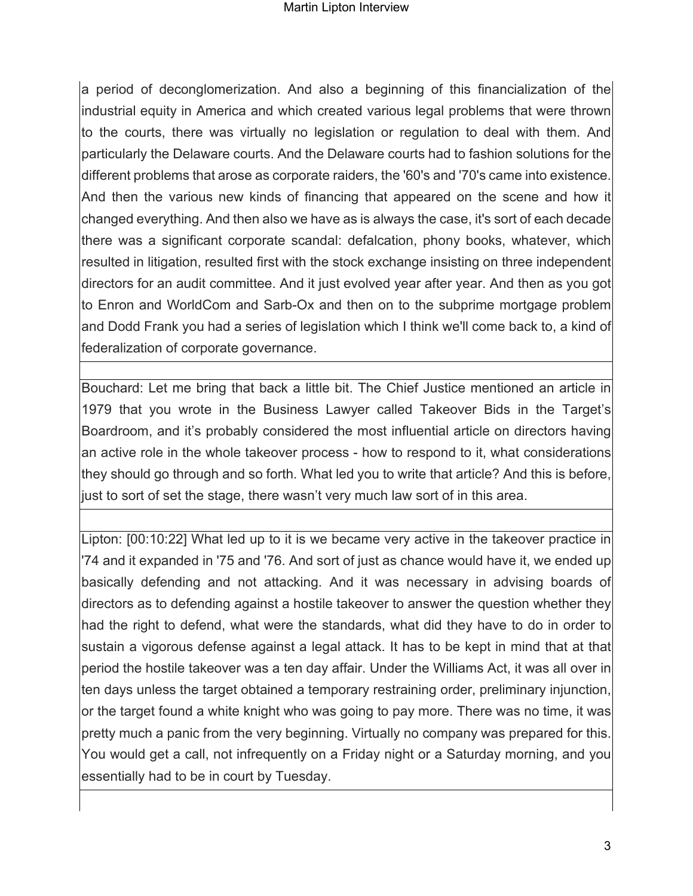a period of deconglomerization. And also a beginning of this financialization of the industrial equity in America and which created various legal problems that were thrown to the courts, there was virtually no legislation or regulation to deal with them. And particularly the Delaware courts. And the Delaware courts had to fashion solutions for the different problems that arose as corporate raiders, the '60's and '70's came into existence. And then the various new kinds of financing that appeared on the scene and how it changed everything. And then also we have as is always the case, it's sort of each decade there was a significant corporate scandal: defalcation, phony books, whatever, which resulted in litigation, resulted first with the stock exchange insisting on three independent directors for an audit committee. And it just evolved year after year. And then as you got to Enron and WorldCom and Sarb-Ox and then on to the subprime mortgage problem and Dodd Frank you had a series of legislation which I think we'll come back to, a kind of federalization of corporate governance.

Bouchard: Let me bring that back a little bit. The Chief Justice mentioned an article in 1979 that you wrote in the Business Lawyer called Takeover Bids in the Target's Boardroom, and it's probably considered the most influential article on directors having an active role in the whole takeover process - how to respond to it, what considerations they should go through and so forth. What led you to write that article? And this is before, just to sort of set the stage, there wasn't very much law sort of in this area.

Lipton: [00:10:22] What led up to it is we became very active in the takeover practice in '74 and it expanded in '75 and '76. And sort of just as chance would have it, we ended up basically defending and not attacking. And it was necessary in advising boards of directors as to defending against a hostile takeover to answer the question whether they had the right to defend, what were the standards, what did they have to do in order to sustain a vigorous defense against a legal attack. It has to be kept in mind that at that period the hostile takeover was a ten day affair. Under the Williams Act, it was all over in ten days unless the target obtained a temporary restraining order, preliminary injunction, or the target found a white knight who was going to pay more. There was no time, it was pretty much a panic from the very beginning. Virtually no company was prepared for this. You would get a call, not infrequently on a Friday night or a Saturday morning, and you essentially had to be in court by Tuesday.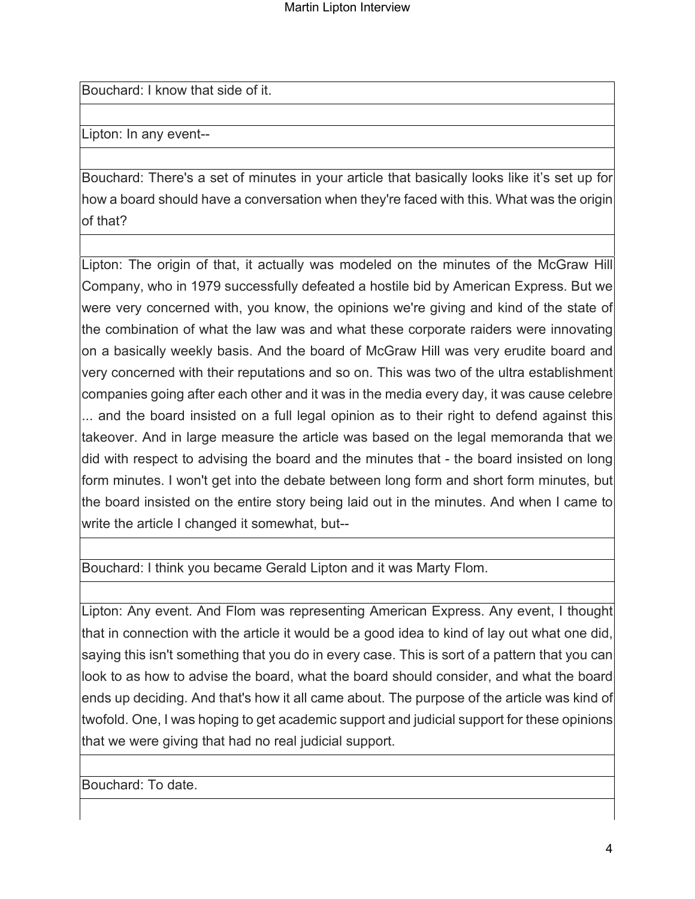Bouchard: I know that side of it.

Lipton: In any event--

Bouchard: There's a set of minutes in your article that basically looks like it's set up for how a board should have a conversation when they're faced with this. What was the origin of that?

Lipton: The origin of that, it actually was modeled on the minutes of the McGraw Hill Company, who in 1979 successfully defeated a hostile bid by American Express. But we were very concerned with, you know, the opinions we're giving and kind of the state of the combination of what the law was and what these corporate raiders were innovating on a basically weekly basis. And the board of McGraw Hill was very erudite board and very concerned with their reputations and so on. This was two of the ultra establishment companies going after each other and it was in the media every day, it was cause celebre ... and the board insisted on a full legal opinion as to their right to defend against this takeover. And in large measure the article was based on the legal memoranda that we did with respect to advising the board and the minutes that - the board insisted on long form minutes. I won't get into the debate between long form and short form minutes, but the board insisted on the entire story being laid out in the minutes. And when I came to write the article I changed it somewhat, but--

Bouchard: I think you became Gerald Lipton and it was Marty Flom.

Lipton: Any event. And Flom was representing American Express. Any event, I thought that in connection with the article it would be a good idea to kind of lay out what one did, saying this isn't something that you do in every case. This is sort of a pattern that you can look to as how to advise the board, what the board should consider, and what the board ends up deciding. And that's how it all came about. The purpose of the article was kind of twofold. One, I was hoping to get academic support and judicial support for these opinions that we were giving that had no real judicial support.

Bouchard: To date.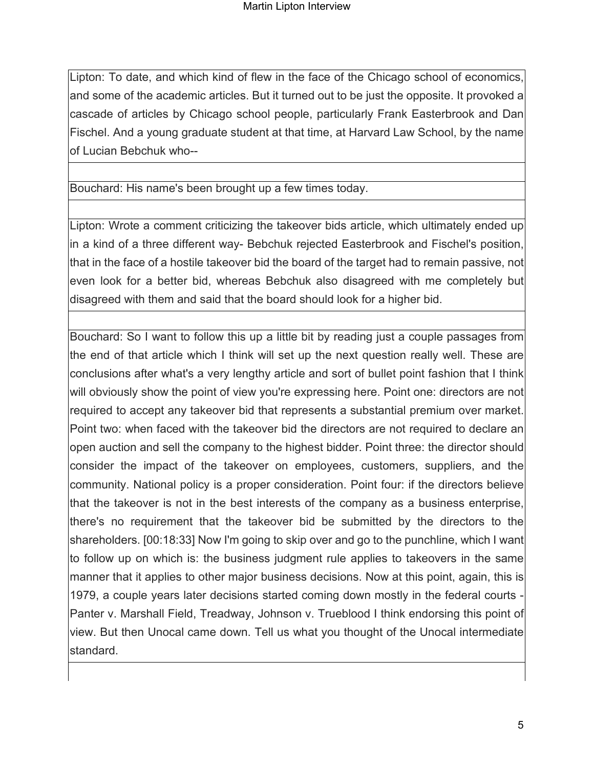Lipton: To date, and which kind of flew in the face of the Chicago school of economics, and some of the academic articles. But it turned out to be just the opposite. It provoked a cascade of articles by Chicago school people, particularly Frank Easterbrook and Dan Fischel. And a young graduate student at that time, at Harvard Law School, by the name of Lucian Bebchuk who--

Bouchard: His name's been brought up a few times today.

Lipton: Wrote a comment criticizing the takeover bids article, which ultimately ended up in a kind of a three different way- Bebchuk rejected Easterbrook and Fischel's position, that in the face of a hostile takeover bid the board of the target had to remain passive, not even look for a better bid, whereas Bebchuk also disagreed with me completely but disagreed with them and said that the board should look for a higher bid.

Bouchard: So I want to follow this up a little bit by reading just a couple passages from the end of that article which I think will set up the next question really well. These are conclusions after what's a very lengthy article and sort of bullet point fashion that I think will obviously show the point of view you're expressing here. Point one: directors are not required to accept any takeover bid that represents a substantial premium over market. Point two: when faced with the takeover bid the directors are not required to declare an open auction and sell the company to the highest bidder. Point three: the director should consider the impact of the takeover on employees, customers, suppliers, and the community. National policy is a proper consideration. Point four: if the directors believe that the takeover is not in the best interests of the company as a business enterprise, there's no requirement that the takeover bid be submitted by the directors to the shareholders. [00:18:33] Now I'm going to skip over and go to the punchline, which I want to follow up on which is: the business judgment rule applies to takeovers in the same manner that it applies to other major business decisions. Now at this point, again, this is 1979, a couple years later decisions started coming down mostly in the federal courts - Panter v. Marshall Field, Treadway, Johnson v. Trueblood I think endorsing this point of view. But then Unocal came down. Tell us what you thought of the Unocal intermediate standard.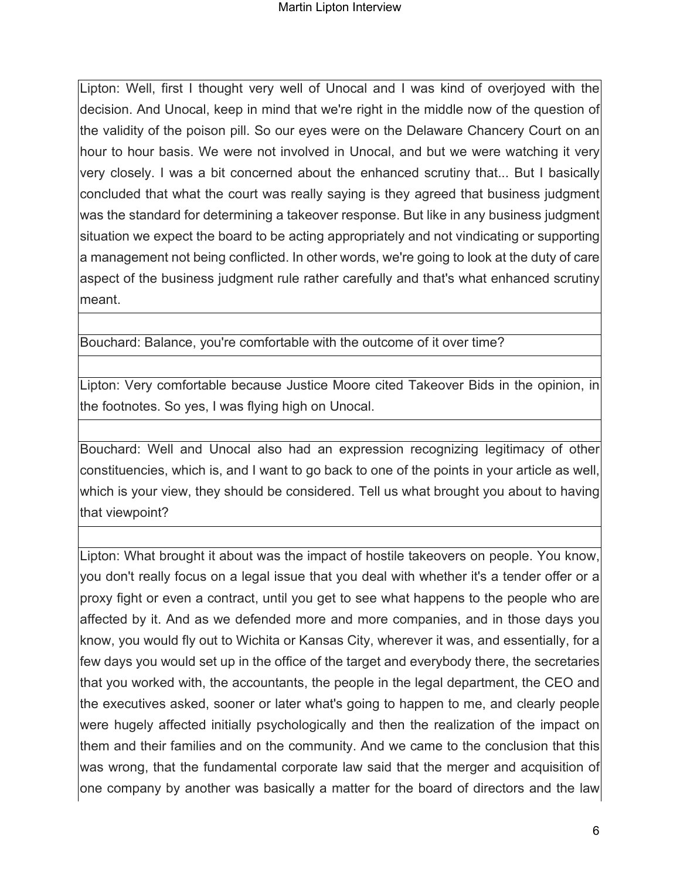Lipton: Well, first I thought very well of Unocal and I was kind of overjoyed with the decision. And Unocal, keep in mind that we're right in the middle now of the question of the validity of the poison pill. So our eyes were on the Delaware Chancery Court on an hour to hour basis. We were not involved in Unocal, and but we were watching it very very closely. I was a bit concerned about the enhanced scrutiny that... But I basically concluded that what the court was really saying is they agreed that business judgment was the standard for determining a takeover response. But like in any business judgment situation we expect the board to be acting appropriately and not vindicating or supporting a management not being conflicted. In other words, we're going to look at the duty of care aspect of the business judgment rule rather carefully and that's what enhanced scrutiny meant.

Bouchard: Balance, you're comfortable with the outcome of it over time?

Lipton: Very comfortable because Justice Moore cited Takeover Bids in the opinion, in the footnotes. So yes, I was flying high on Unocal.

Bouchard: Well and Unocal also had an expression recognizing legitimacy of other constituencies, which is, and I want to go back to one of the points in your article as well, which is your view, they should be considered. Tell us what brought you about to having that viewpoint?

Lipton: What brought it about was the impact of hostile takeovers on people. You know, you don't really focus on a legal issue that you deal with whether it's a tender offer or a proxy fight or even a contract, until you get to see what happens to the people who are affected by it. And as we defended more and more companies, and in those days you know, you would fly out to Wichita or Kansas City, wherever it was, and essentially, for a few days you would set up in the office of the target and everybody there, the secretaries that you worked with, the accountants, the people in the legal department, the CEO and the executives asked, sooner or later what's going to happen to me, and clearly people were hugely affected initially psychologically and then the realization of the impact on them and their families and on the community. And we came to the conclusion that this was wrong, that the fundamental corporate law said that the merger and acquisition of one company by another was basically a matter for the board of directors and the law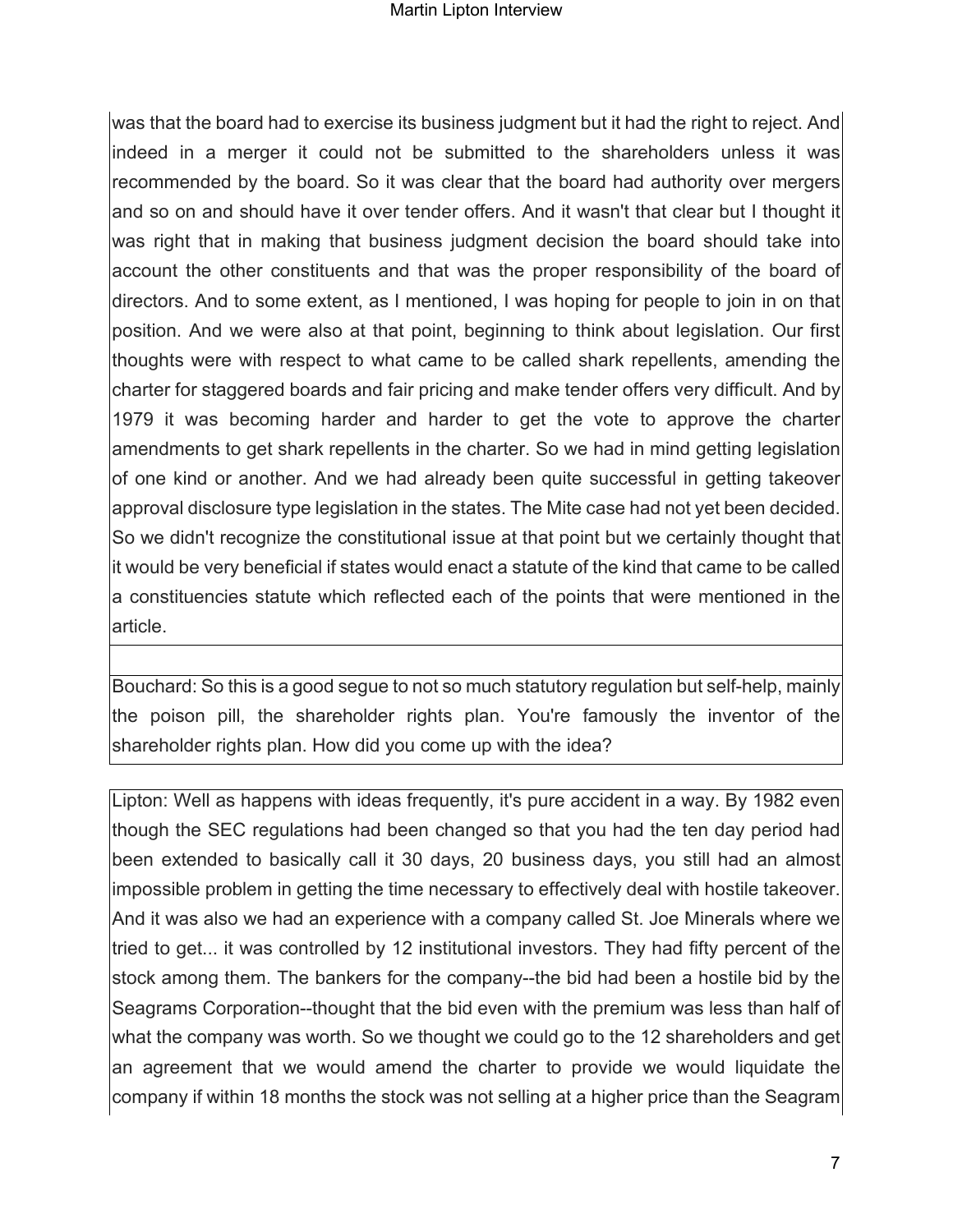was that the board had to exercise its business judgment but it had the right to reject. And indeed in a merger it could not be submitted to the shareholders unless it was recommended by the board. So it was clear that the board had authority over mergers and so on and should have it over tender offers. And it wasn't that clear but I thought it was right that in making that business judgment decision the board should take into account the other constituents and that was the proper responsibility of the board of directors. And to some extent, as I mentioned, I was hoping for people to join in on that position. And we were also at that point, beginning to think about legislation. Our first thoughts were with respect to what came to be called shark repellents, amending the charter for staggered boards and fair pricing and make tender offers very difficult. And by 1979 it was becoming harder and harder to get the vote to approve the charter amendments to get shark repellents in the charter. So we had in mind getting legislation of one kind or another. And we had already been quite successful in getting takeover approval disclosure type legislation in the states. The Mite case had not yet been decided. So we didn't recognize the constitutional issue at that point but we certainly thought that it would be very beneficial if states would enact a statute of the kind that came to be called a constituencies statute which reflected each of the points that were mentioned in the article.

Bouchard: So this is a good segue to not so much statutory regulation but self-help, mainly the poison pill, the shareholder rights plan. You're famously the inventor of the shareholder rights plan. How did you come up with the idea?

Lipton: Well as happens with ideas frequently, it's pure accident in a way. By 1982 even though the SEC regulations had been changed so that you had the ten day period had been extended to basically call it 30 days, 20 business days, you still had an almost impossible problem in getting the time necessary to effectively deal with hostile takeover. And it was also we had an experience with a company called St. Joe Minerals where we tried to get... it was controlled by 12 institutional investors. They had fifty percent of the stock among them. The bankers for the company--the bid had been a hostile bid by the Seagrams Corporation--thought that the bid even with the premium was less than half of what the company was worth. So we thought we could go to the 12 shareholders and get an agreement that we would amend the charter to provide we would liquidate the company if within 18 months the stock was not selling at a higher price than the Seagram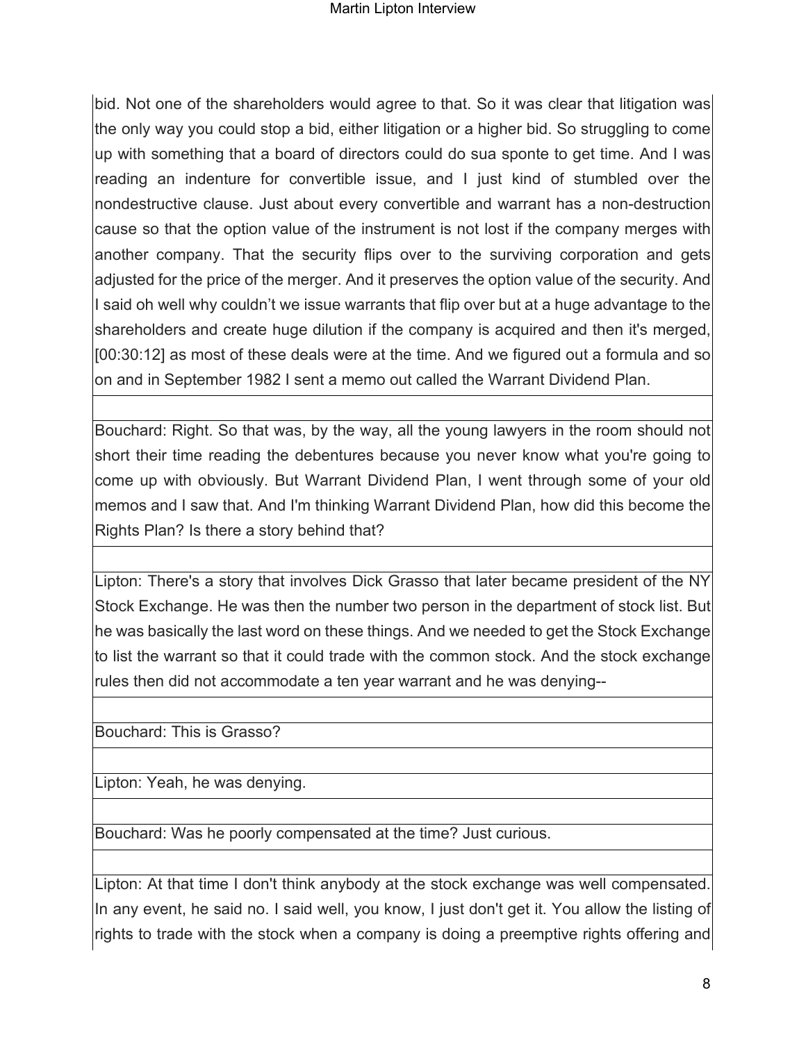bid. Not one of the shareholders would agree to that. So it was clear that litigation was the only way you could stop a bid, either litigation or a higher bid. So struggling to come up with something that a board of directors could do sua sponte to get time. And I was reading an indenture for convertible issue, and I just kind of stumbled over the nondestructive clause. Just about every convertible and warrant has a non-destruction cause so that the option value of the instrument is not lost if the company merges with another company. That the security flips over to the surviving corporation and gets adjusted for the price of the merger. And it preserves the option value of the security. And I said oh well why couldn't we issue warrants that flip over but at a huge advantage to the shareholders and create huge dilution if the company is acquired and then it's merged, [00:30:12] as most of these deals were at the time. And we figured out a formula and so on and in September 1982 I sent a memo out called the Warrant Dividend Plan.

Bouchard: Right. So that was, by the way, all the young lawyers in the room should not short their time reading the debentures because you never know what you're going to come up with obviously. But Warrant Dividend Plan, I went through some of your old memos and I saw that. And I'm thinking Warrant Dividend Plan, how did this become the Rights Plan? Is there a story behind that?

Lipton: There's a story that involves Dick Grasso that later became president of the NY Stock Exchange. He was then the number two person in the department of stock list. But he was basically the last word on these things. And we needed to get the Stock Exchange to list the warrant so that it could trade with the common stock. And the stock exchange rules then did not accommodate a ten year warrant and he was denying--

Bouchard: This is Grasso?

Lipton: Yeah, he was denying.

Bouchard: Was he poorly compensated at the time? Just curious.

Lipton: At that time I don't think anybody at the stock exchange was well compensated. In any event, he said no. I said well, you know, I just don't get it. You allow the listing of rights to trade with the stock when a company is doing a preemptive rights offering and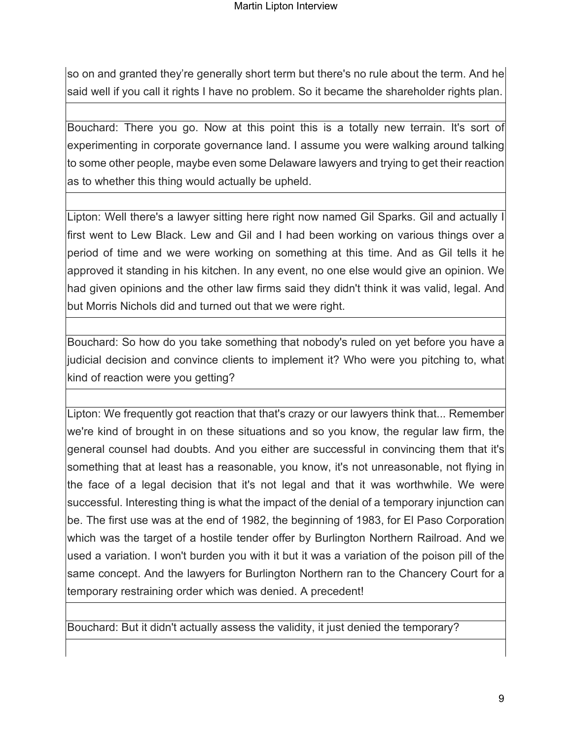so on and granted they're generally short term but there's no rule about the term. And he said well if you call it rights I have no problem. So it became the shareholder rights plan.

Bouchard: There you go. Now at this point this is a totally new terrain. It's sort of experimenting in corporate governance land. I assume you were walking around talking to some other people, maybe even some Delaware lawyers and trying to get their reaction as to whether this thing would actually be upheld.

Lipton: Well there's a lawyer sitting here right now named Gil Sparks. Gil and actually I first went to Lew Black. Lew and Gil and I had been working on various things over a period of time and we were working on something at this time. And as Gil tells it he approved it standing in his kitchen. In any event, no one else would give an opinion. We had given opinions and the other law firms said they didn't think it was valid, legal. And but Morris Nichols did and turned out that we were right.

Bouchard: So how do you take something that nobody's ruled on yet before you have a judicial decision and convince clients to implement it? Who were you pitching to, what kind of reaction were you getting?

Lipton: We frequently got reaction that that's crazy or our lawyers think that... Remember we're kind of brought in on these situations and so you know, the regular law firm, the general counsel had doubts. And you either are successful in convincing them that it's something that at least has a reasonable, you know, it's not unreasonable, not flying in the face of a legal decision that it's not legal and that it was worthwhile. We were successful. Interesting thing is what the impact of the denial of a temporary injunction can be. The first use was at the end of 1982, the beginning of 1983, for El Paso Corporation which was the target of a hostile tender offer by Burlington Northern Railroad. And we used a variation. I won't burden you with it but it was a variation of the poison pill of the same concept. And the lawyers for Burlington Northern ran to the Chancery Court for a temporary restraining order which was denied. A precedent!

Bouchard: But it didn't actually assess the validity, it just denied the temporary?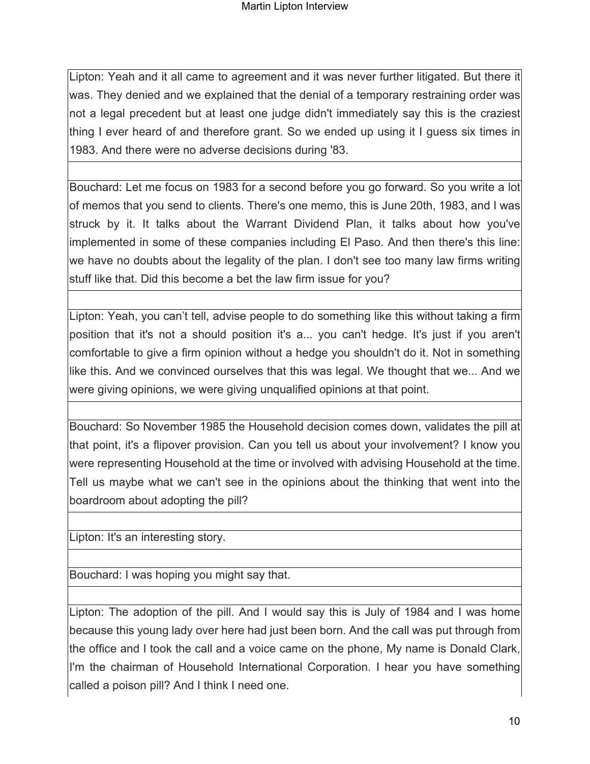Lipton: Yeah and it all came to agreement and it was never further litigated. But there it was. They denied and we explained that the denial of a temporary restraining order was not a legal precedent but at least one judge didn't immediately say this is the craziest thing I ever heard of and therefore grant. So we ended up using it I guess six times in 1983. And there were no adverse decisions during '83.

Bouchard: Let me focus on 1983 for a second before you go forward. So you write a lot of memos that you send to clients. There's one memo, this is June 20th, 1983, and I was struck by it. It talks about the Warrant Dividend Plan, it talks about how you've implemented in some of these companies including El Paso. And then there's this line: we have no doubts about the legality of the plan. I don't see too many law firms writing stuff like that. Did this become a bet the law firm issue for you?

Lipton: Yeah, you can't tell, advise people to do something like this without taking a firm position that it's not a should position it's a... you can't hedge. It's just if you aren't comfortable to give a firm opinion without a hedge you shouldn't do it. Not in something like this. And we convinced ourselves that this was legal. We thought that we... And we were giving opinions, we were giving unqualified opinions at that point.

Bouchard: So November 1985 the Household decision comes down, validates the pill at that point, it's a flipover provision. Can you tell us about your involvement? I know you were representing Household at the time or involved with advising Household at the time. Tell us maybe what we can't see in the opinions about the thinking that went into the boardroom about adopting the pill?

Lipton: It's an interesting story.

Bouchard: I was hoping you might say that.

Lipton: The adoption of the pill. And I would say this is July of 1984 and I was home because this young lady over here had just been born. And the call was put through from the office and I took the call and a voice came on the phone, My name is Donald Clark, I'm the chairman of Household International Corporation. I hear you have something called a poison pill? And I think I need one.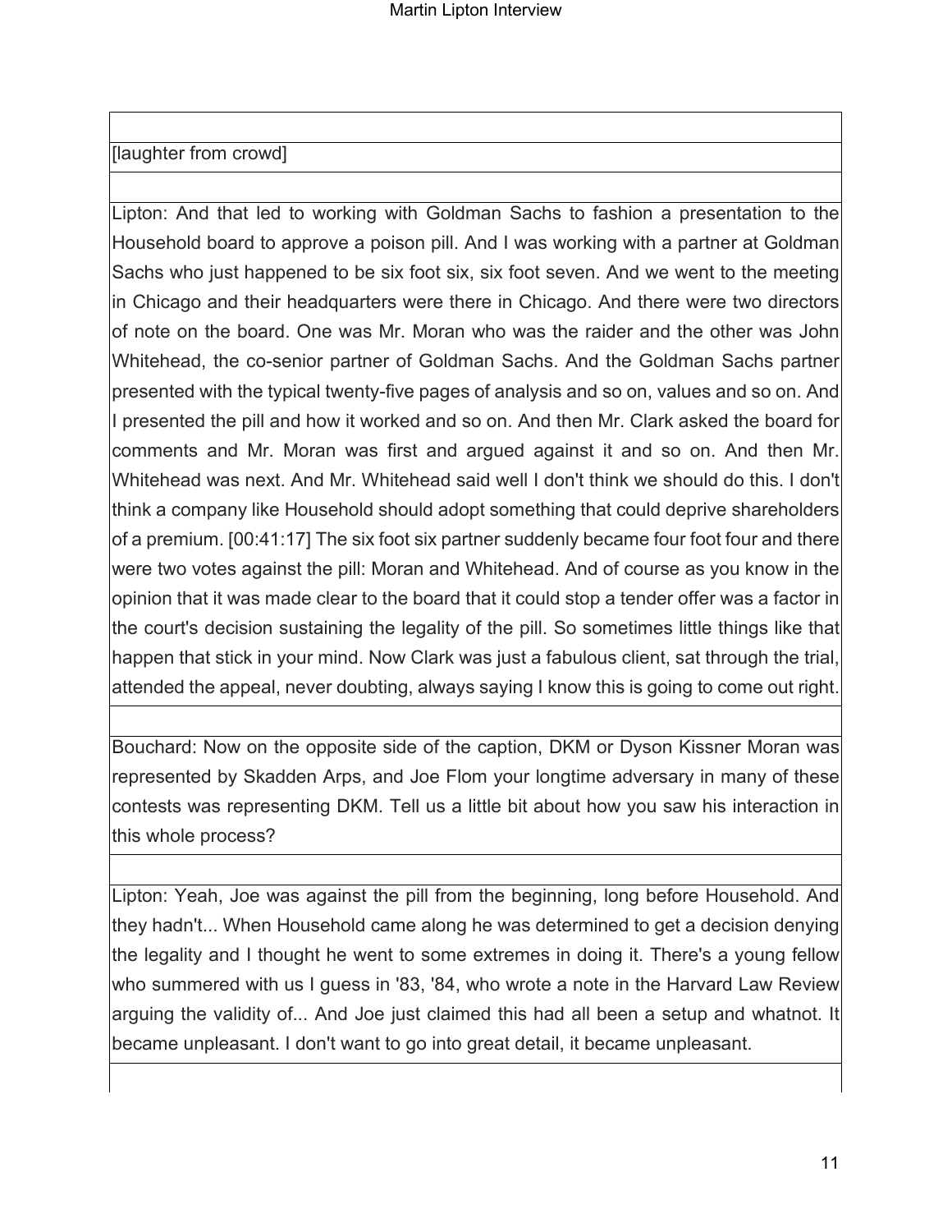[laughter from crowd]

Lipton: And that led to working with Goldman Sachs to fashion a presentation to the Household board to approve a poison pill. And I was working with a partner at Goldman Sachs who just happened to be six foot six, six foot seven. And we went to the meeting in Chicago and their headquarters were there in Chicago. And there were two directors of note on the board. One was Mr. Moran who was the raider and the other was John Whitehead, the co-senior partner of Goldman Sachs. And the Goldman Sachs partner presented with the typical twenty-five pages of analysis and so on, values and so on. And I presented the pill and how it worked and so on. And then Mr. Clark asked the board for comments and Mr. Moran was first and argued against it and so on. And then Mr. Whitehead was next. And Mr. Whitehead said well I don't think we should do this. I don't think a company like Household should adopt something that could deprive shareholders of a premium. [00:41:17] The six foot six partner suddenly became four foot four and there were two votes against the pill: Moran and Whitehead. And of course as you know in the opinion that it was made clear to the board that it could stop a tender offer was a factor in the court's decision sustaining the legality of the pill. So sometimes little things like that happen that stick in your mind. Now Clark was just a fabulous client, sat through the trial, attended the appeal, never doubting, always saying I know this is going to come out right.

Bouchard: Now on the opposite side of the caption, DKM or Dyson Kissner Moran was represented by Skadden Arps, and Joe Flom your longtime adversary in many of these contests was representing DKM. Tell us a little bit about how you saw his interaction in this whole process?

Lipton: Yeah, Joe was against the pill from the beginning, long before Household. And they hadn't... When Household came along he was determined to get a decision denying the legality and I thought he went to some extremes in doing it. There's a young fellow who summered with us I guess in '83, '84, who wrote a note in the Harvard Law Review arguing the validity of... And Joe just claimed this had all been a setup and whatnot. It became unpleasant. I don't want to go into great detail, it became unpleasant.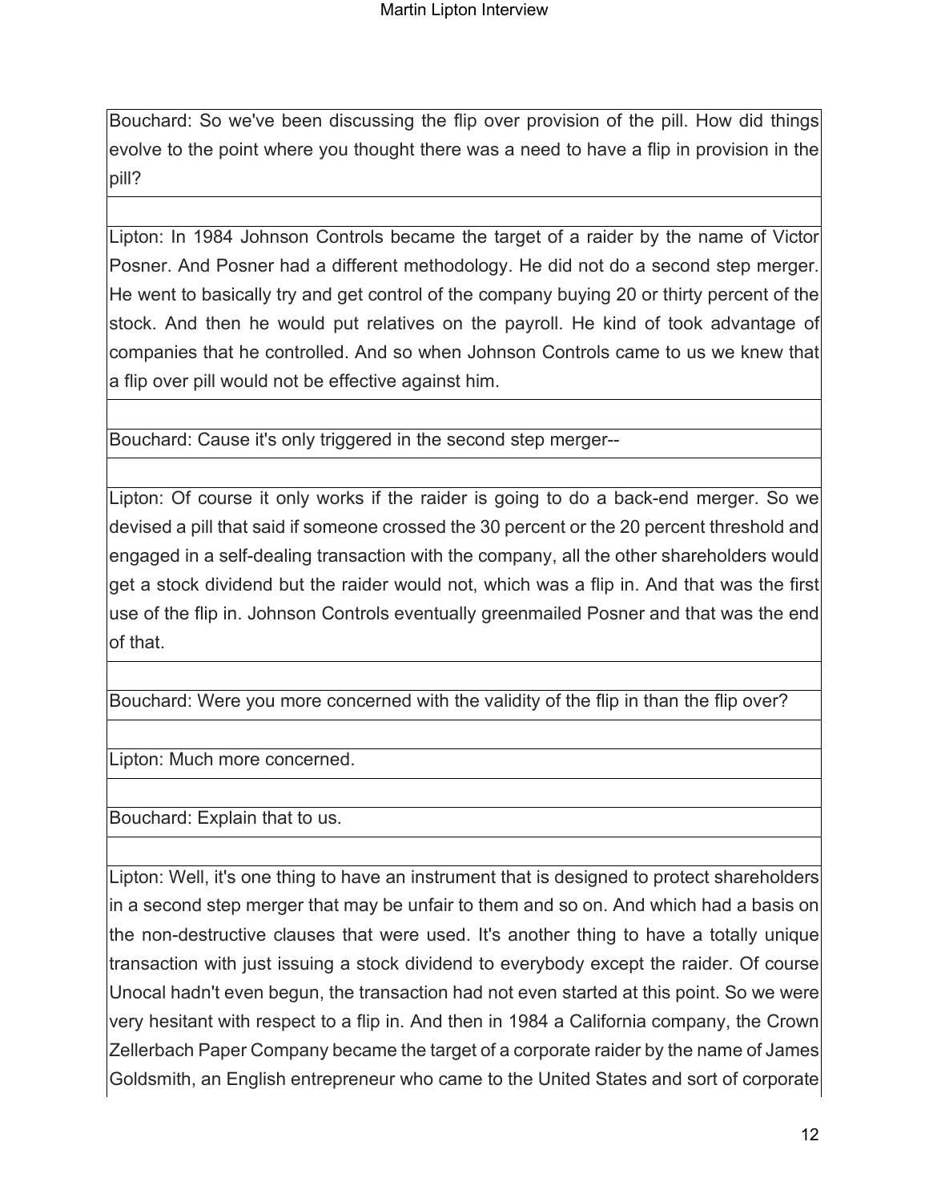Bouchard: So we've been discussing the flip over provision of the pill. How did things evolve to the point where you thought there was a need to have a flip in provision in the pill?

Lipton: In 1984 Johnson Controls became the target of a raider by the name of Victor Posner. And Posner had a different methodology. He did not do a second step merger. He went to basically try and get control of the company buying 20 or thirty percent of the stock. And then he would put relatives on the payroll. He kind of took advantage of companies that he controlled. And so when Johnson Controls came to us we knew that a flip over pill would not be effective against him.

Bouchard: Cause it's only triggered in the second step merger--

Lipton: Of course it only works if the raider is going to do a back-end merger. So we devised a pill that said if someone crossed the 30 percent or the 20 percent threshold and engaged in a self-dealing transaction with the company, all the other shareholders would get a stock dividend but the raider would not, which was a flip in. And that was the first use of the flip in. Johnson Controls eventually greenmailed Posner and that was the end of that.

Bouchard: Were you more concerned with the validity of the flip in than the flip over?

Lipton: Much more concerned.

Bouchard: Explain that to us.

Lipton: Well, it's one thing to have an instrument that is designed to protect shareholders in a second step merger that may be unfair to them and so on. And which had a basis on the non-destructive clauses that were used. It's another thing to have a totally unique transaction with just issuing a stock dividend to everybody except the raider. Of course Unocal hadn't even begun, the transaction had not even started at this point. So we were very hesitant with respect to a flip in. And then in 1984 a California company, the Crown Zellerbach Paper Company became the target of a corporate raider by the name of James Goldsmith, an English entrepreneur who came to the United States and sort of corporate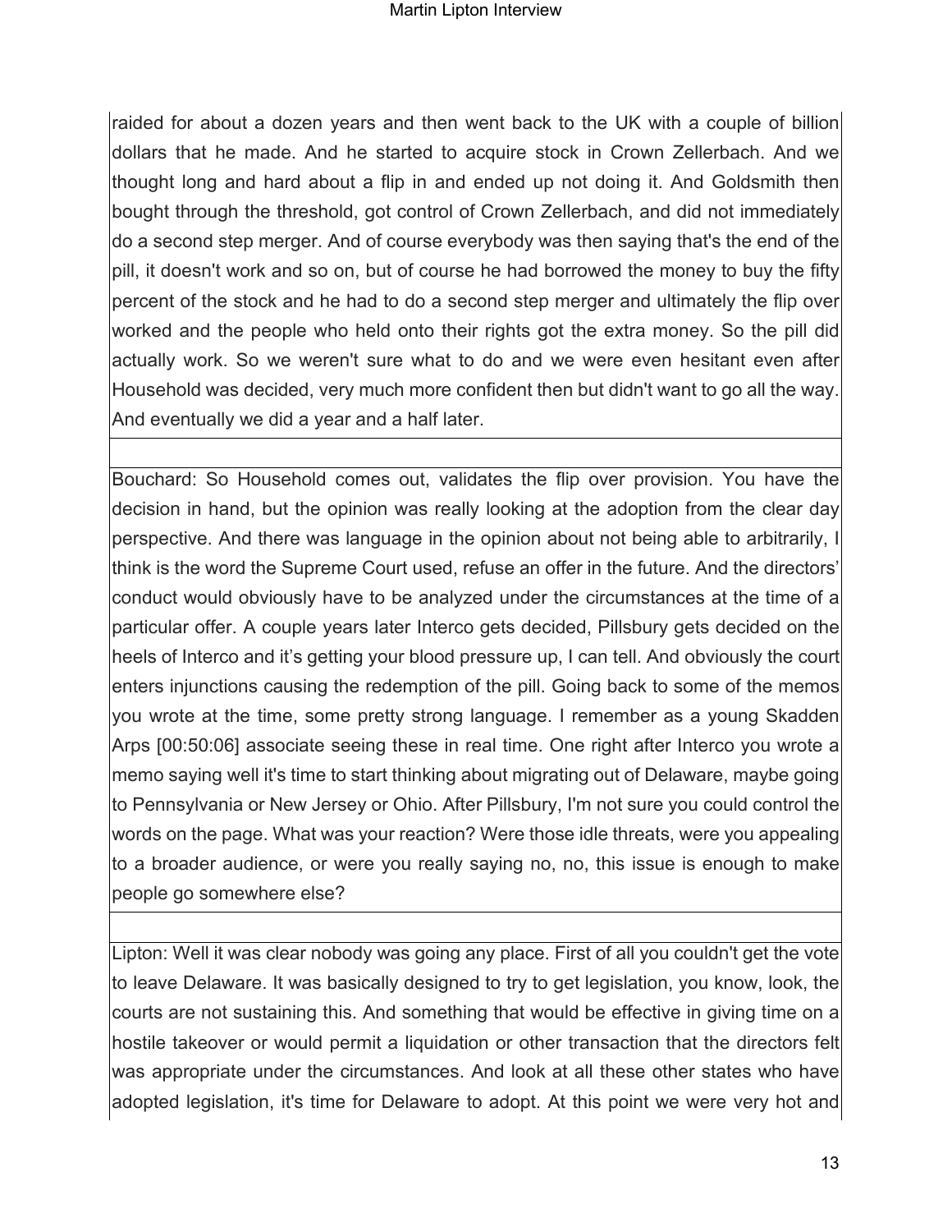raided for about a dozen years and then went back to the UK with a couple of billion dollars that he made. And he started to acquire stock in Crown Zellerbach. And we thought long and hard about a flip in and ended up not doing it. And Goldsmith then bought through the threshold, got control of Crown Zellerbach, and did not immediately do a second step merger. And of course everybody was then saying that's the end of the pill, it doesn't work and so on, but of course he had borrowed the money to buy the fifty percent of the stock and he had to do a second step merger and ultimately the flip over worked and the people who held onto their rights got the extra money. So the pill did actually work. So we weren't sure what to do and we were even hesitant even after Household was decided, very much more confident then but didn't want to go all the way. And eventually we did a year and a half later.

Bouchard: So Household comes out, validates the flip over provision. You have the decision in hand, but the opinion was really looking at the adoption from the clear day perspective. And there was language in the opinion about not being able to arbitrarily, I think is the word the Supreme Court used, refuse an offer in the future. And the directors' conduct would obviously have to be analyzed under the circumstances at the time of a particular offer. A couple years later Interco gets decided, Pillsbury gets decided on the heels of Interco and it's getting your blood pressure up, I can tell. And obviously the court enters injunctions causing the redemption of the pill. Going back to some of the memos you wrote at the time, some pretty strong language. I remember as a young Skadden Arps [00:50:06] associate seeing these in real time. One right after Interco you wrote a memo saying well it's time to start thinking about migrating out of Delaware, maybe going to Pennsylvania or New Jersey or Ohio. After Pillsbury, I'm not sure you could control the words on the page. What was your reaction? Were those idle threats, were you appealing to a broader audience, or were you really saying no, no, this issue is enough to make people go somewhere else?

Lipton: Well it was clear nobody was going any place. First of all you couldn't get the vote to leave Delaware. It was basically designed to try to get legislation, you know, look, the courts are not sustaining this. And something that would be effective in giving time on a hostile takeover or would permit a liquidation or other transaction that the directors felt was appropriate under the circumstances. And look at all these other states who have adopted legislation, it's time for Delaware to adopt. At this point we were very hot and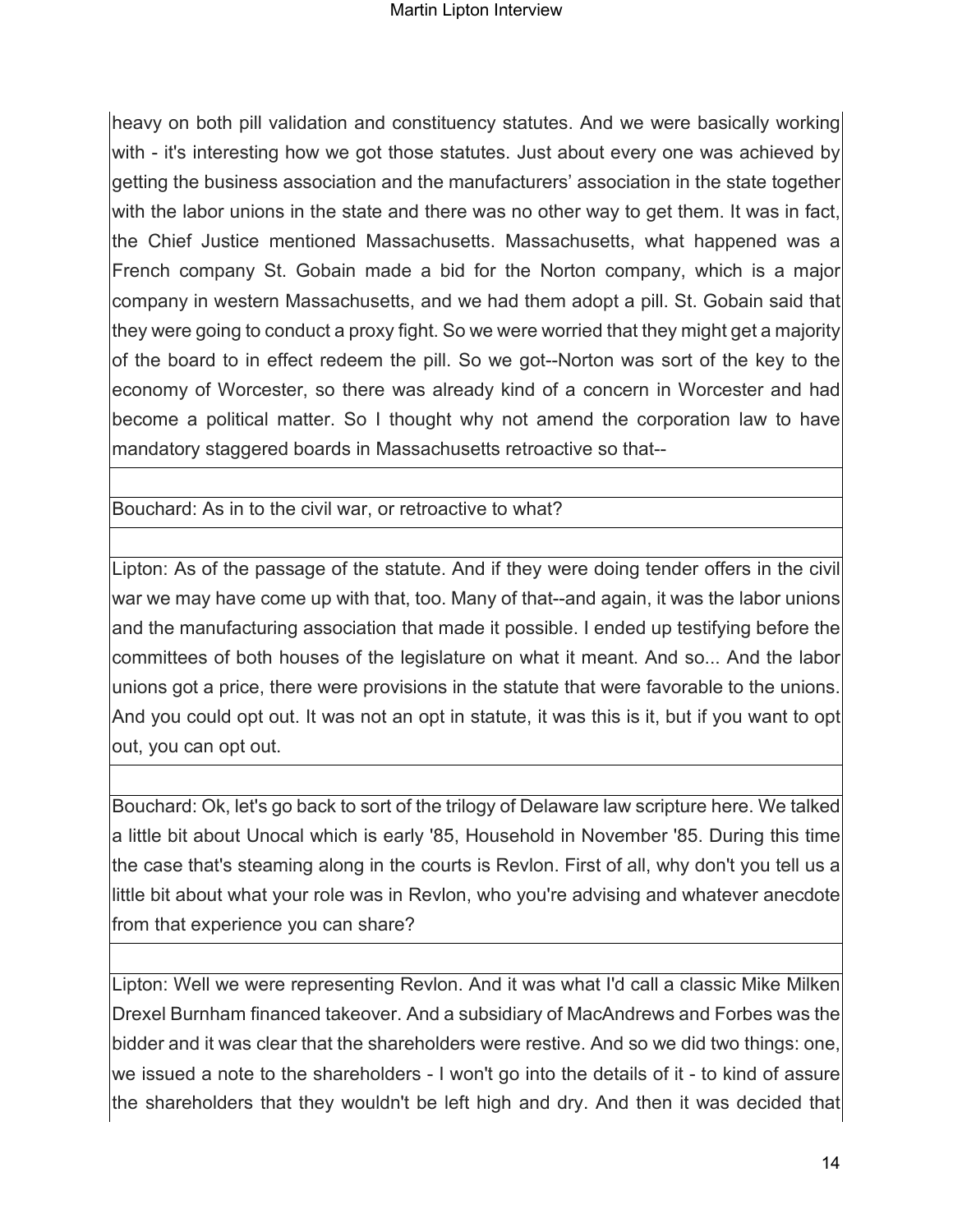heavy on both pill validation and constituency statutes. And we were basically working with - it's interesting how we got those statutes. Just about every one was achieved by getting the business association and the manufacturers' association in the state together with the labor unions in the state and there was no other way to get them. It was in fact, the Chief Justice mentioned Massachusetts. Massachusetts, what happened was a French company St. Gobain made a bid for the Norton company, which is a major company in western Massachusetts, and we had them adopt a pill. St. Gobain said that they were going to conduct a proxy fight. So we were worried that they might get a majority of the board to in effect redeem the pill. So we got--Norton was sort of the key to the economy of Worcester, so there was already kind of a concern in Worcester and had become a political matter. So I thought why not amend the corporation law to have mandatory staggered boards in Massachusetts retroactive so that--

Bouchard: As in to the civil war, or retroactive to what?

Lipton: As of the passage of the statute. And if they were doing tender offers in the civil war we may have come up with that, too. Many of that--and again, it was the labor unions and the manufacturing association that made it possible. I ended up testifying before the committees of both houses of the legislature on what it meant. And so... And the labor unions got a price, there were provisions in the statute that were favorable to the unions. And you could opt out. It was not an opt in statute, it was this is it, but if you want to opt out, you can opt out.

Bouchard: Ok, let's go back to sort of the trilogy of Delaware law scripture here. We talked a little bit about Unocal which is early '85, Household in November '85. During this time the case that's steaming along in the courts is Revlon. First of all, why don't you tell us a little bit about what your role was in Revlon, who you're advising and whatever anecdote from that experience you can share?

Lipton: Well we were representing Revlon. And it was what I'd call a classic Mike Milken Drexel Burnham financed takeover. And a subsidiary of MacAndrews and Forbes was the bidder and it was clear that the shareholders were restive. And so we did two things: one, we issued a note to the shareholders - I won't go into the details of it - to kind of assure the shareholders that they wouldn't be left high and dry. And then it was decided that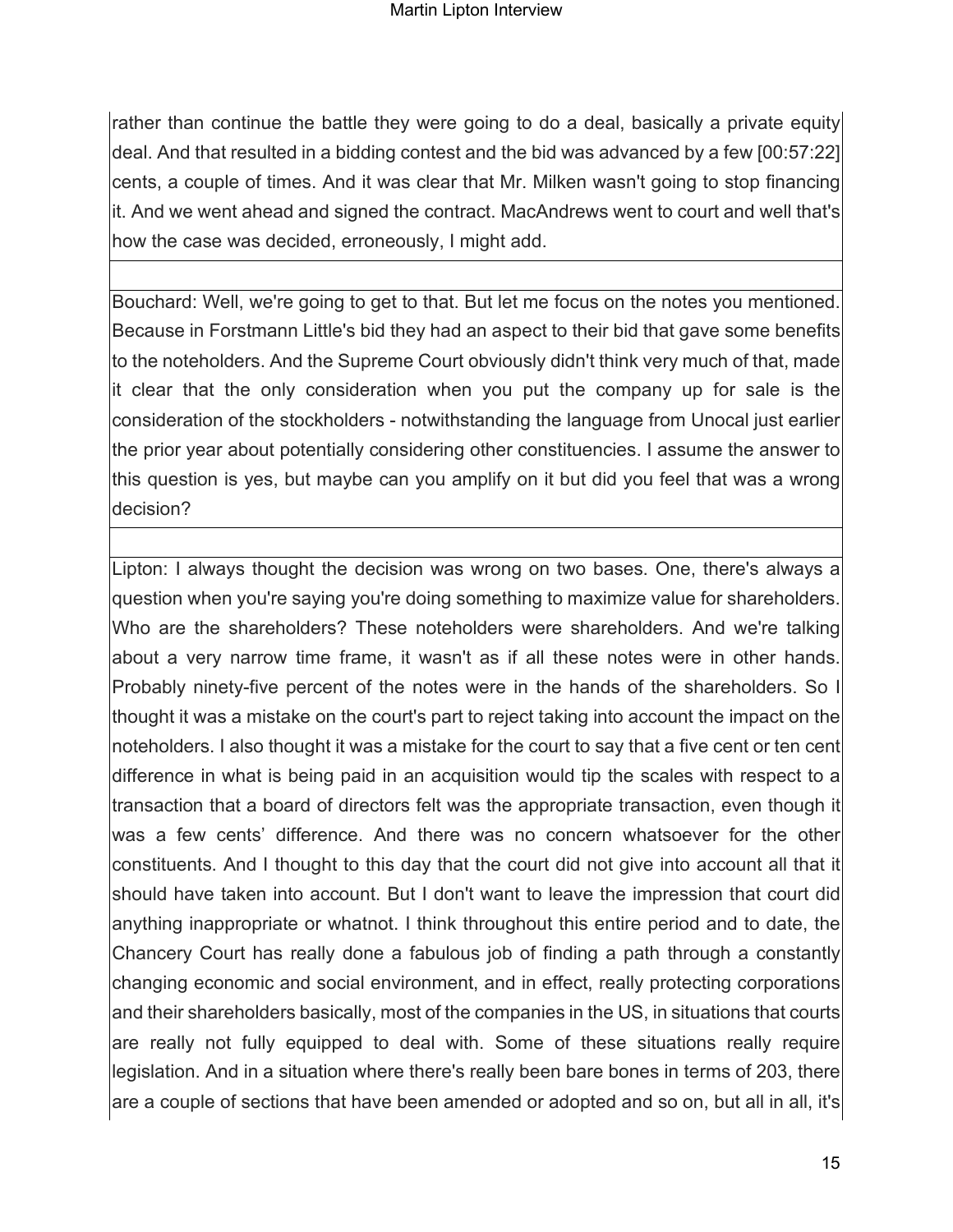rather than continue the battle they were going to do a deal, basically a private equity deal. And that resulted in a bidding contest and the bid was advanced by a few [00:57:22] cents, a couple of times. And it was clear that Mr. Milken wasn't going to stop financing it. And we went ahead and signed the contract. MacAndrews went to court and well that's how the case was decided, erroneously, I might add.

Bouchard: Well, we're going to get to that. But let me focus on the notes you mentioned. Because in Forstmann Little's bid they had an aspect to their bid that gave some benefits to the noteholders. And the Supreme Court obviously didn't think very much of that, made it clear that the only consideration when you put the company up for sale is the consideration of the stockholders - notwithstanding the language from Unocal just earlier the prior year about potentially considering other constituencies. I assume the answer to this question is yes, but maybe can you amplify on it but did you feel that was a wrong decision?

Lipton: I always thought the decision was wrong on two bases. One, there's always a question when you're saying you're doing something to maximize value for shareholders. Who are the shareholders? These noteholders were shareholders. And we're talking about a very narrow time frame, it wasn't as if all these notes were in other hands. Probably ninety-five percent of the notes were in the hands of the shareholders. So I thought it was a mistake on the court's part to reject taking into account the impact on the noteholders. I also thought it was a mistake for the court to say that a five cent or ten cent difference in what is being paid in an acquisition would tip the scales with respect to a transaction that a board of directors felt was the appropriate transaction, even though it was a few cents' difference. And there was no concern whatsoever for the other constituents. And I thought to this day that the court did not give into account all that it should have taken into account. But I don't want to leave the impression that court did anything inappropriate or whatnot. I think throughout this entire period and to date, the Chancery Court has really done a fabulous job of finding a path through a constantly changing economic and social environment, and in effect, really protecting corporations and their shareholders basically, most of the companies in the US, in situations that courts are really not fully equipped to deal with. Some of these situations really require legislation. And in a situation where there's really been bare bones in terms of 203, there are a couple of sections that have been amended or adopted and so on, but all in all, it's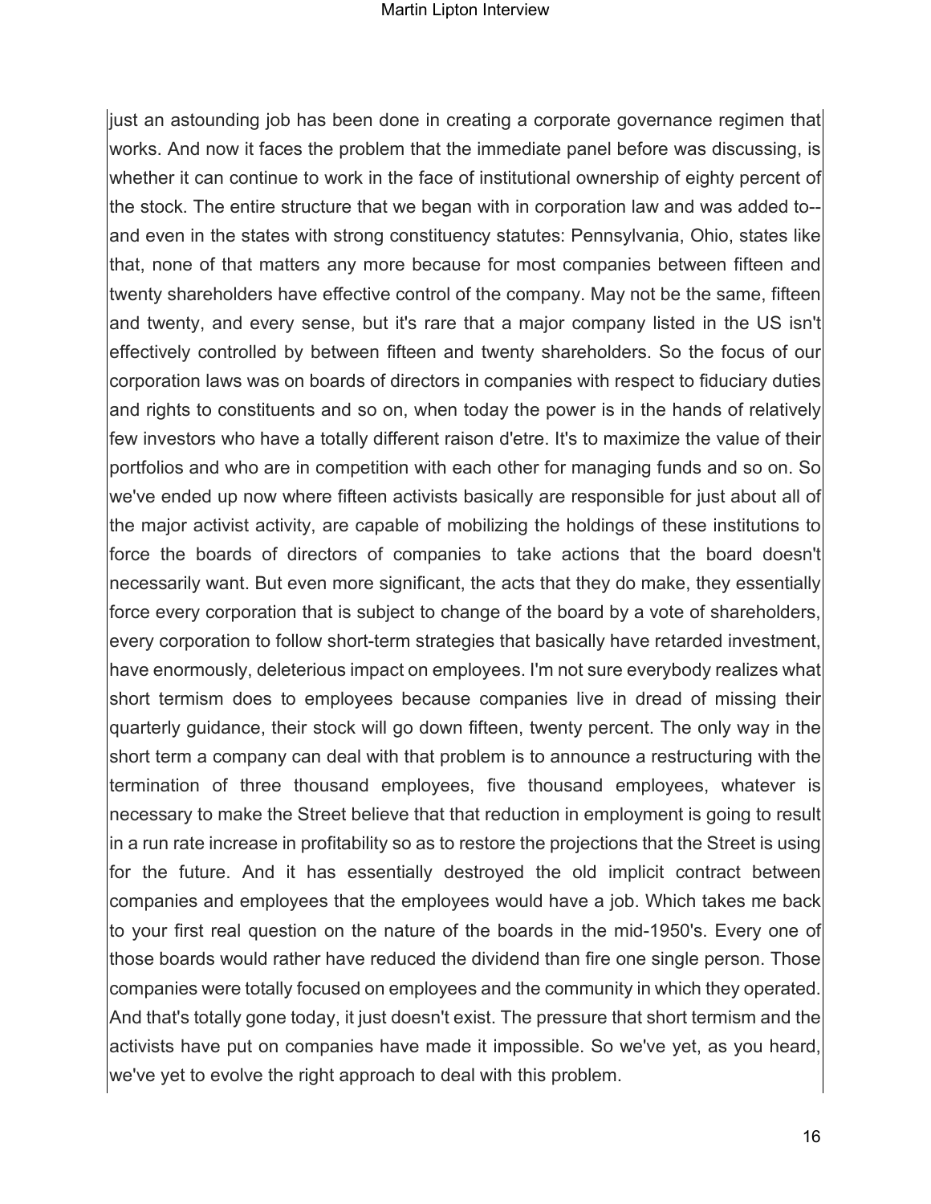just an astounding job has been done in creating a corporate governance regimen that works. And now it faces the problem that the immediate panel before was discussing, is whether it can continue to work in the face of institutional ownership of eighty percent of the stock. The entire structure that we began with in corporation law and was added to--and even in the states with strong constituency statutes: Pennsylvania, Ohio, states like that, none of that matters any more because for most companies between fifteen and twenty shareholders have effective control of the company. May not be the same, fifteen and twenty, and every sense, but it's rare that a major company listed in the US isn't effectively controlled by between fifteen and twenty shareholders. So the focus of our corporation laws was on boards of directors in companies with respect to fiduciary duties and rights to constituents and so on, when today the power is in the hands of relatively few investors who have a totally different raison d'etre. It's to maximize the value of their portfolios and who are in competition with each other for managing funds and so on. So we've ended up now where fifteen activists basically are responsible for just about all of the major activist activity, are capable of mobilizing the holdings of these institutions to force the boards of directors of companies to take actions that the board doesn't necessarily want. But even more significant, the acts that they do make, they essentially force every corporation that is subject to change of the board by a vote of shareholders, every corporation to follow short-term strategies that basically have retarded investment, have enormously, deleterious impact on employees. I'm not sure everybody realizes what short termism does to employees because companies live in dread of missing their quarterly guidance, their stock will go down fifteen, twenty percent. The only way in the short term a company can deal with that problem is to announce a restructuring with the termination of three thousand employees, five thousand employees, whatever is necessary to make the Street believe that that reduction in employment is going to result in a run rate increase in profitability so as to restore the projections that the Street is using for the future. And it has essentially destroyed the old implicit contract between companies and employees that the employees would have a job. Which takes me back to your first real question on the nature of the boards in the mid-1950's. Every one of those boards would rather have reduced the dividend than fire one single person. Those companies were totally focused on employees and the community in which they operated. And that's totally gone today, it just doesn't exist. The pressure that short termism and the activists have put on companies have made it impossible. So we've yet, as you heard, we've yet to evolve the right approach to deal with this problem.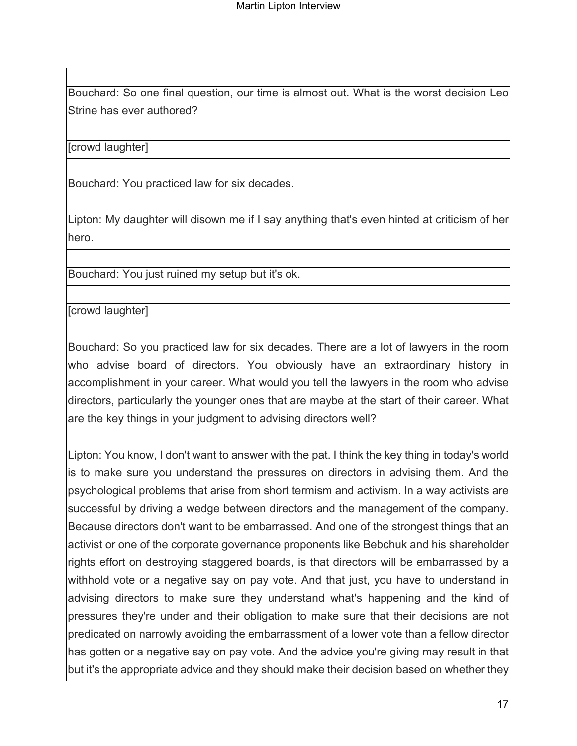Bouchard: So one final question, our time is almost out. What is the worst decision Leo Strine has ever authored?

[crowd laughter]

Bouchard: You practiced law for six decades.

Lipton: My daughter will disown me if I say anything that's even hinted at criticism of her hero.

Bouchard: You just ruined my setup but it's ok.

[crowd laughter]

Bouchard: So you practiced law for six decades. There are a lot of lawyers in the room who advise board of directors. You obviously have an extraordinary history in accomplishment in your career. What would you tell the lawyers in the room who advise directors, particularly the younger ones that are maybe at the start of their career. What are the key things in your judgment to advising directors well?

Lipton: You know, I don't want to answer with the pat. I think the key thing in today's world is to make sure you understand the pressures on directors in advising them. And the psychological problems that arise from short termism and activism. In a way activists are successful by driving a wedge between directors and the management of the company. Because directors don't want to be embarrassed. And one of the strongest things that an activist or one of the corporate governance proponents like Bebchuk and his shareholder rights effort on destroying staggered boards, is that directors will be embarrassed by a withhold vote or a negative say on pay vote. And that just, you have to understand in advising directors to make sure they understand what's happening and the kind of pressures they're under and their obligation to make sure that their decisions are not predicated on narrowly avoiding the embarrassment of a lower vote than a fellow director has gotten or a negative say on pay vote. And the advice you're giving may result in that but it's the appropriate advice and they should make their decision based on whether they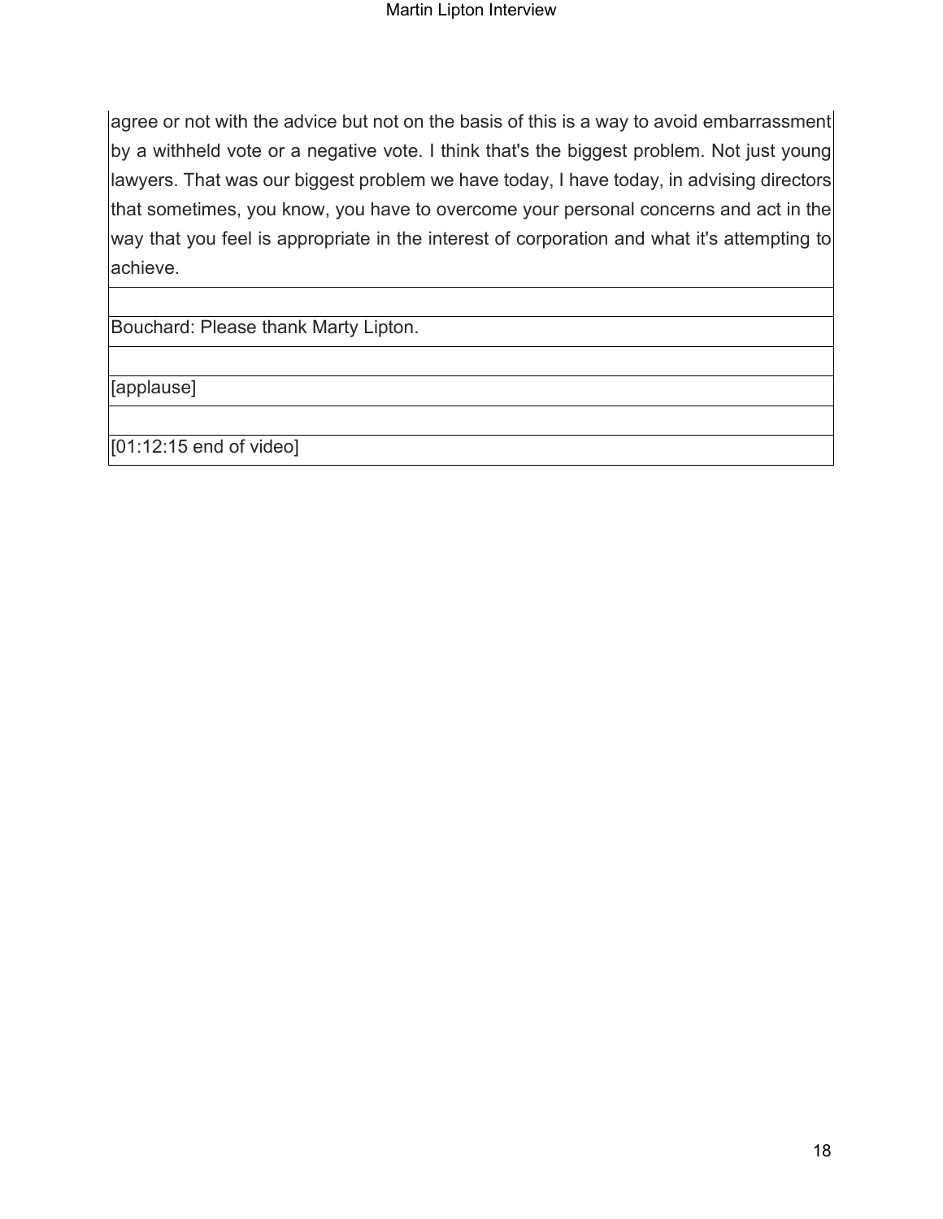agree or not with the advice but not on the basis of this is a way to avoid embarrassment by a withheld vote or a negative vote. I think that's the biggest problem. Not just young lawyers. That was our biggest problem we have today, I have today, in advising directors that sometimes, you know, you have to overcome your personal concerns and act in the way that you feel is appropriate in the interest of corporation and what it's attempting to achieve.

Bouchard: Please thank Marty Lipton.

[applause]

[01:12:15 end of video]